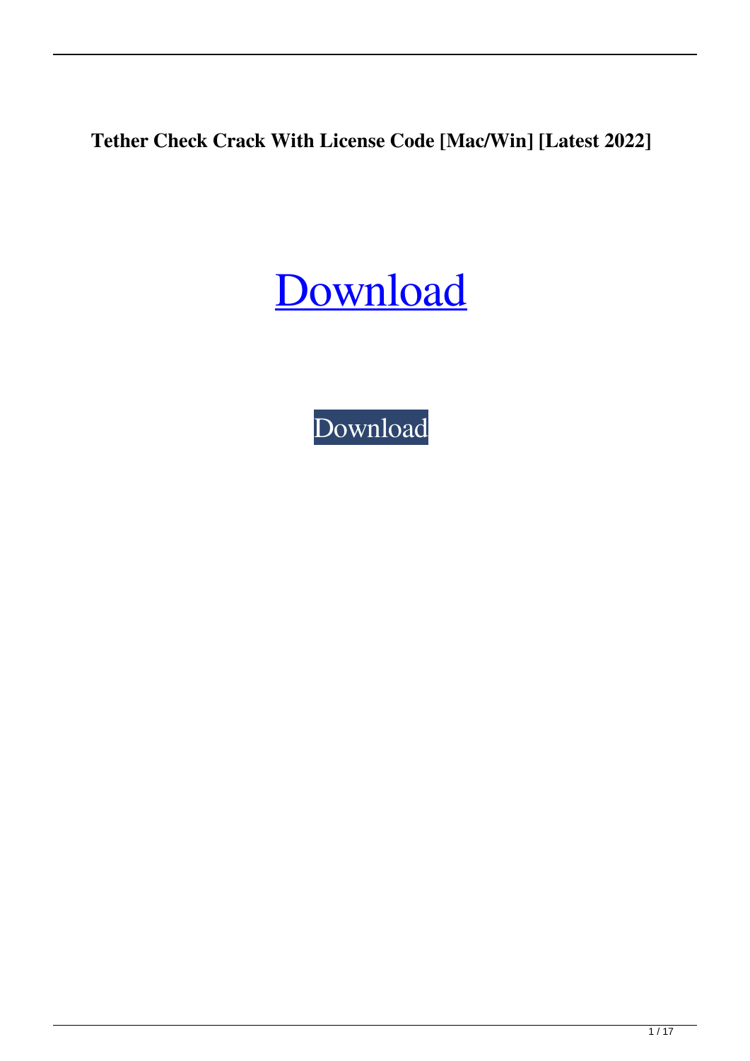**Tether Check Crack With License Code [Mac/Win] [Latest 2022]**

Download

Download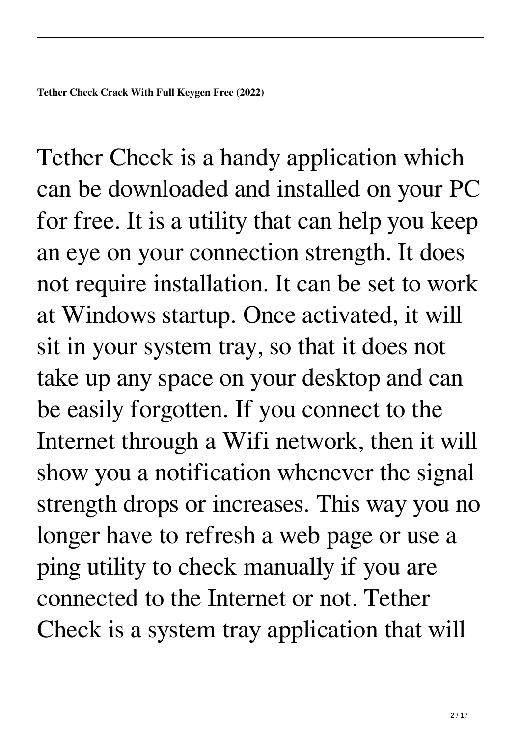**Tether Check Crack With Full Keygen Free (2022)**

Tether Check is a handy application which can be downloaded and installed on your PC for free. It is a utility that can help you keep an eye on your connection strength. It does not require installation. It can be set to work at Windows startup. Once activated, it will sit in your system tray, so that it does not take up any space on your desktop and can be easily forgotten. If you connect to the Internet through a Wifi network, then it will show you a notification whenever the signal strength drops or increases. This way you no longer have to refresh a web page or use a ping utility to check manually if you are connected to the Internet or not. Tether Check is a system tray application that will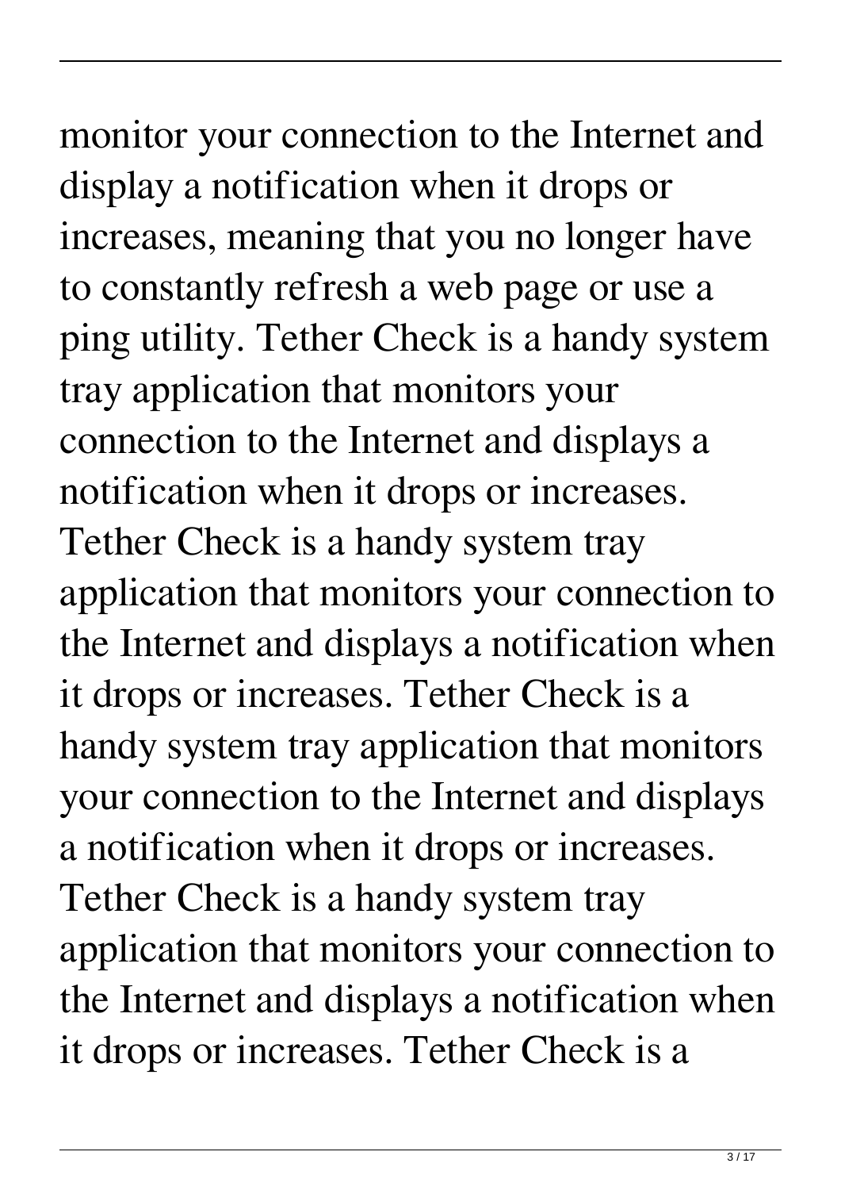monitor your connection to the Internet and display a notification when it drops or increases, meaning that you no longer have to constantly refresh a web page or use a ping utility. Tether Check is a handy system tray application that monitors your connection to the Internet and displays a notification when it drops or increases. Tether Check is a handy system tray application that monitors your connection to the Internet and displays a notification when it drops or increases. Tether Check is a handy system tray application that monitors your connection to the Internet and displays a notification when it drops or increases. Tether Check is a handy system tray application that monitors your connection to the Internet and displays a notification when it drops or increases. Tether Check is a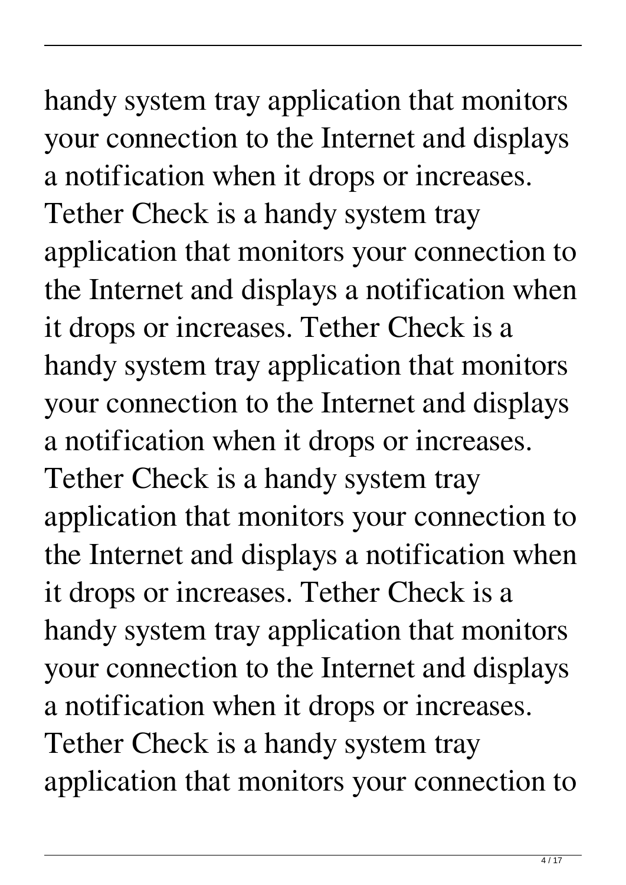handy system tray application that monitors your connection to the Internet and displays a notification when it drops or increases. Tether Check is a handy system tray application that monitors your connection to the Internet and displays a notification when it drops or increases. Tether Check is a handy system tray application that monitors your connection to the Internet and displays a notification when it drops or increases. Tether Check is a handy system tray application that monitors your connection to the Internet and displays a notification when it drops or increases. Tether Check is a handy system tray application that monitors your connection to the Internet and displays a notification when it drops or increases. Tether Check is a handy system tray application that monitors your connection to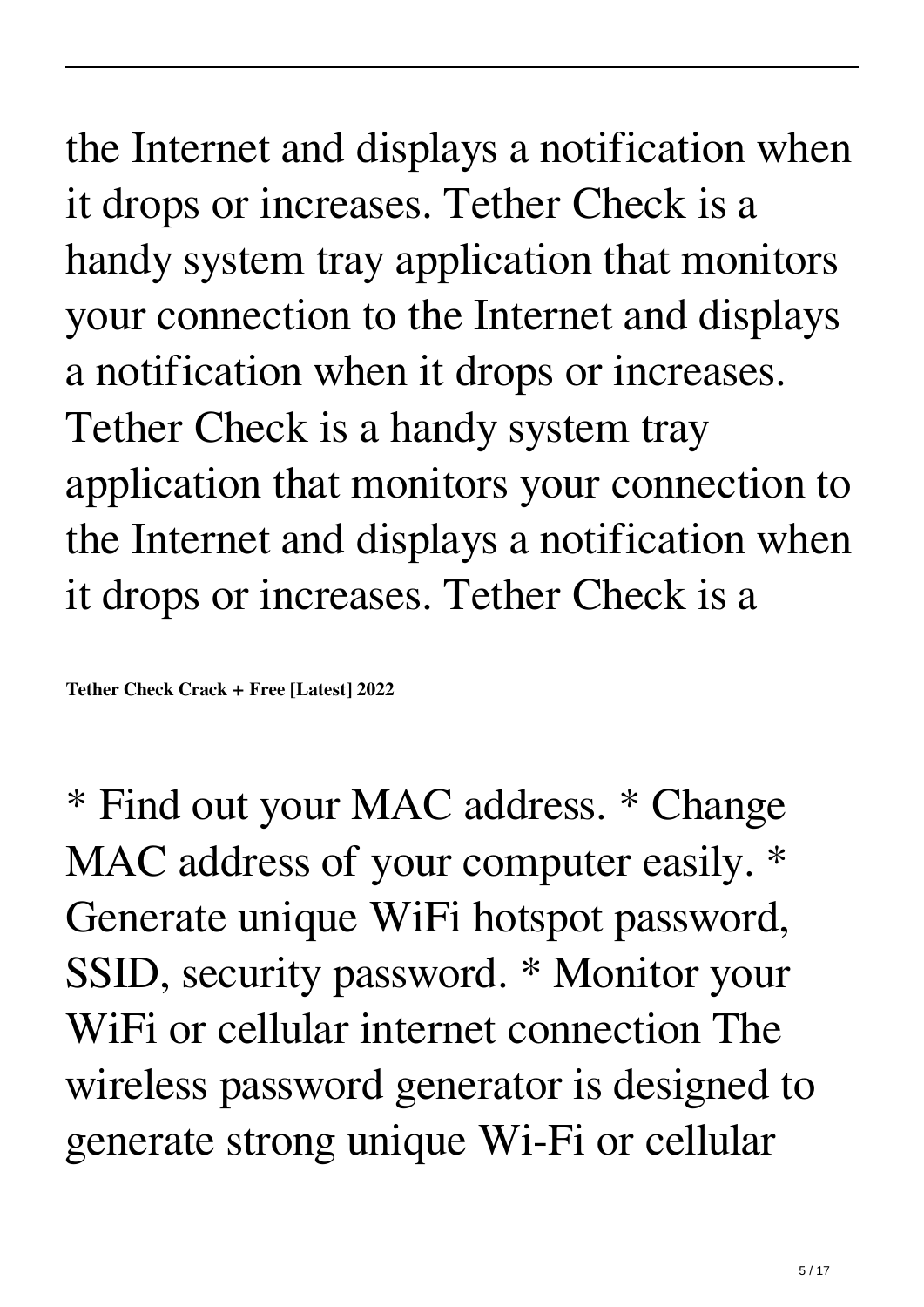the Internet and displays a notification when it drops or increases. Tether Check is a handy system tray application that monitors your connection to the Internet and displays a notification when it drops or increases. Tether Check is a handy system tray application that monitors your connection to the Internet and displays a notification when it drops or increases. Tether Check is a

**Tether Check Crack + Free [Latest] 2022**

* Find out your MAC address. * Change MAC address of your computer easily. * Generate unique WiFi hotspot password, SSID, security password. * Monitor your WiFi or cellular internet connection The wireless password generator is designed to generate strong unique Wi-Fi or cellular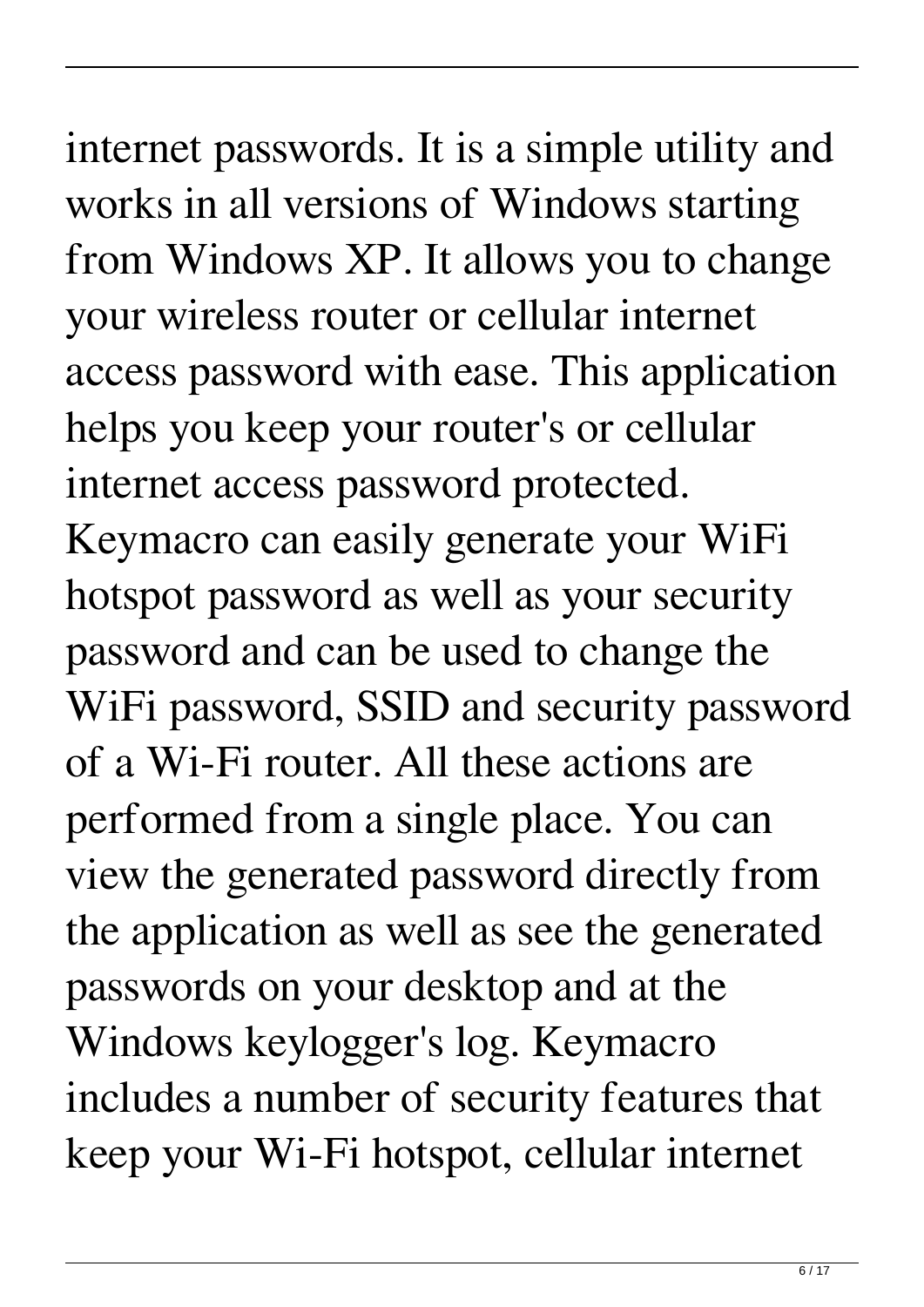internet passwords. It is a simple utility and works in all versions of Windows starting from Windows XP. It allows you to change your wireless router or cellular internet access password with ease. This application helps you keep your router's or cellular internet access password protected. Keymacro can easily generate your WiFi hotspot password as well as your security password and can be used to change the WiFi password, SSID and security password of a Wi-Fi router. All these actions are performed from a single place. You can view the generated password directly from the application as well as see the generated passwords on your desktop and at the Windows keylogger's log. Keymacro includes a number of security features that keep your Wi-Fi hotspot, cellular internet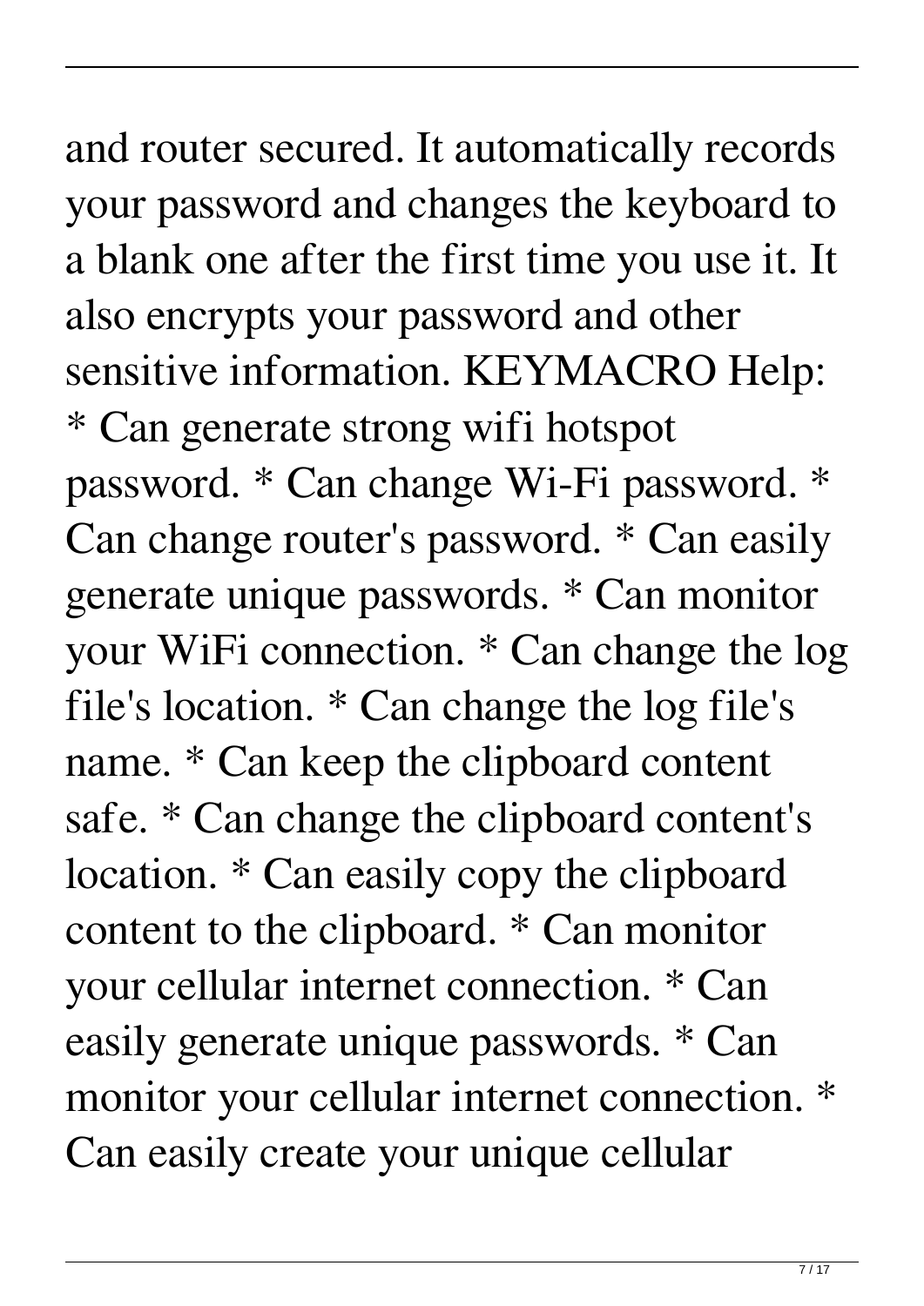and router secured. It automatically records your password and changes the keyboard to a blank one after the first time you use it. It also encrypts your password and other sensitive information. KEYMACRO Help: * Can generate strong wifi hotspot password. * Can change Wi-Fi password. * Can change router's password. * Can easily generate unique passwords. * Can monitor your WiFi connection. * Can change the log file's location. * Can change the log file's name. * Can keep the clipboard content safe. * Can change the clipboard content's location. * Can easily copy the clipboard content to the clipboard. * Can monitor your cellular internet connection. * Can easily generate unique passwords. * Can monitor your cellular internet connection. * Can easily create your unique cellular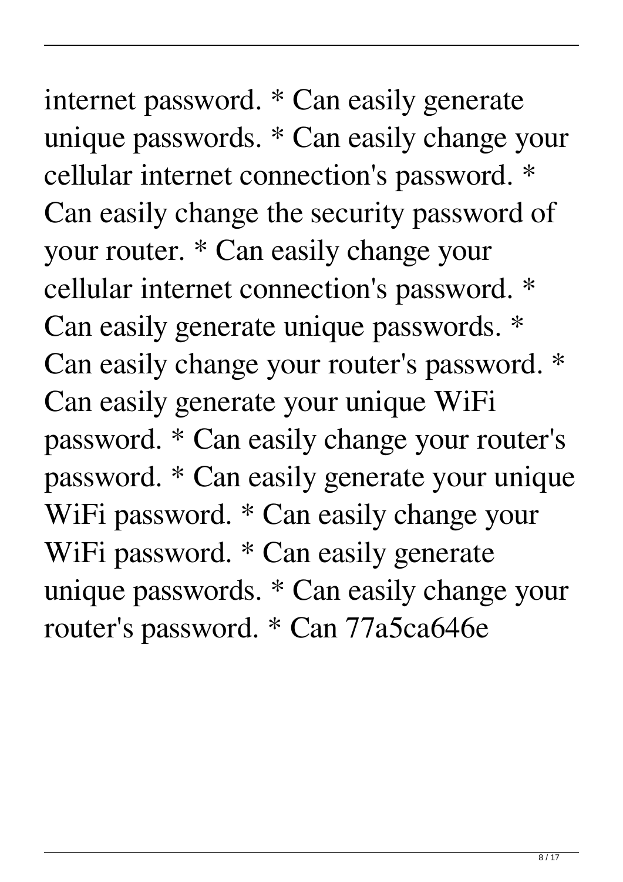internet password. * Can easily generate unique passwords. * Can easily change your cellular internet connection's password. * Can easily change the security password of your router. * Can easily change your cellular internet connection's password. * Can easily generate unique passwords. * Can easily change your router's password. * Can easily generate your unique WiFi password. * Can easily change your router's password. * Can easily generate your unique WiFi password. * Can easily change your WiFi password. * Can easily generate unique passwords. * Can easily change your router's password. * Can 77a5ca646e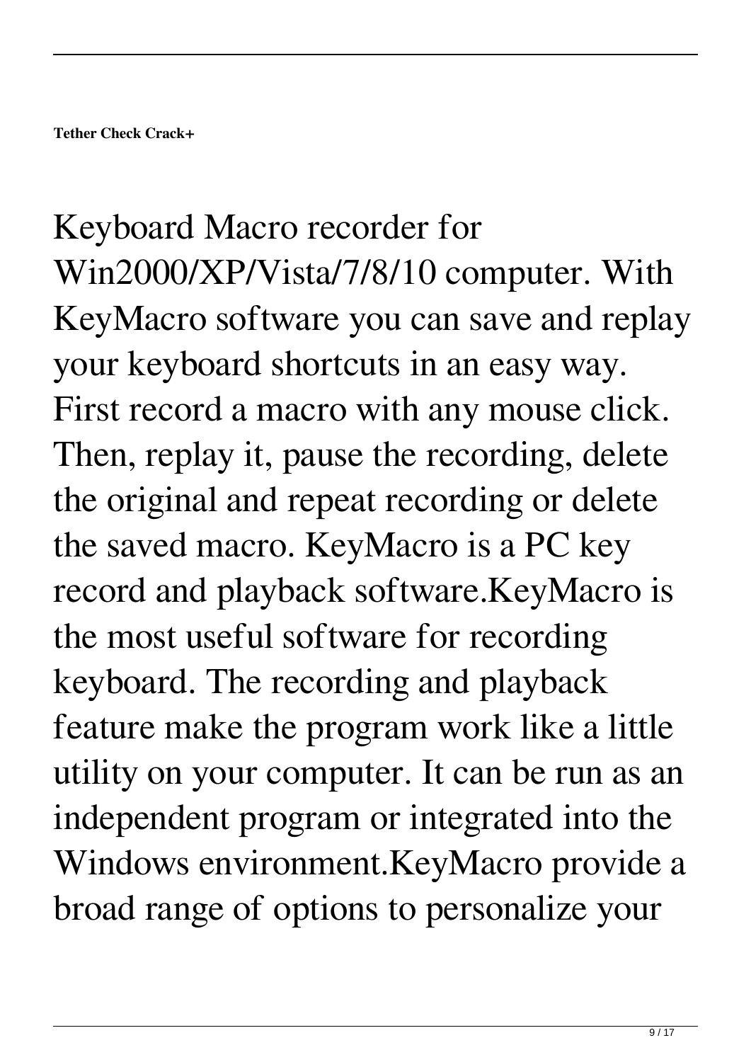**Tether Check Crack+**

Keyboard Macro recorder for Win2000/XP/Vista/7/8/10 computer. With KeyMacro software you can save and replay your keyboard shortcuts in an easy way. First record a macro with any mouse click. Then, replay it, pause the recording, delete the original and repeat recording or delete the saved macro. KeyMacro is a PC key record and playback software.KeyMacro is the most useful software for recording keyboard. The recording and playback feature make the program work like a little utility on your computer. It can be run as an independent program or integrated into the Windows environment.KeyMacro provide a broad range of options to personalize your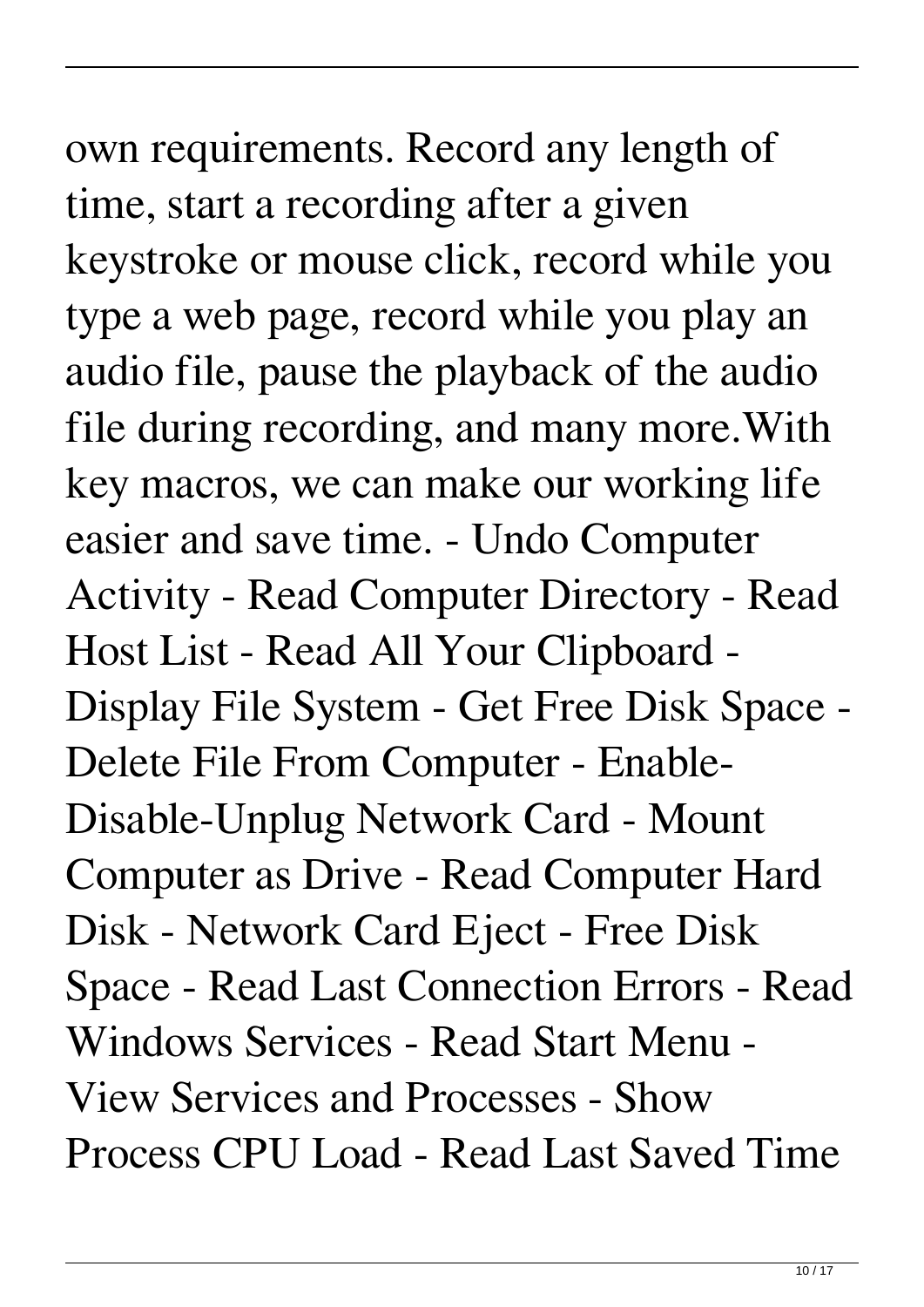own requirements. Record any length of time, start a recording after a given keystroke or mouse click, record while you type a web page, record while you play an audio file, pause the playback of the audio file during recording, and many more.With key macros, we can make our working life easier and save time. - Undo Computer Activity - Read Computer Directory - Read Host List - Read All Your Clipboard - Display File System - Get Free Disk Space - Delete File From Computer - Enable-Disable-Unplug Network Card - Mount Computer as Drive - Read Computer Hard Disk - Network Card Eject - Free Disk Space - Read Last Connection Errors - Read Windows Services - Read Start Menu - View Services and Processes - Show Process CPU Load - Read Last Saved Time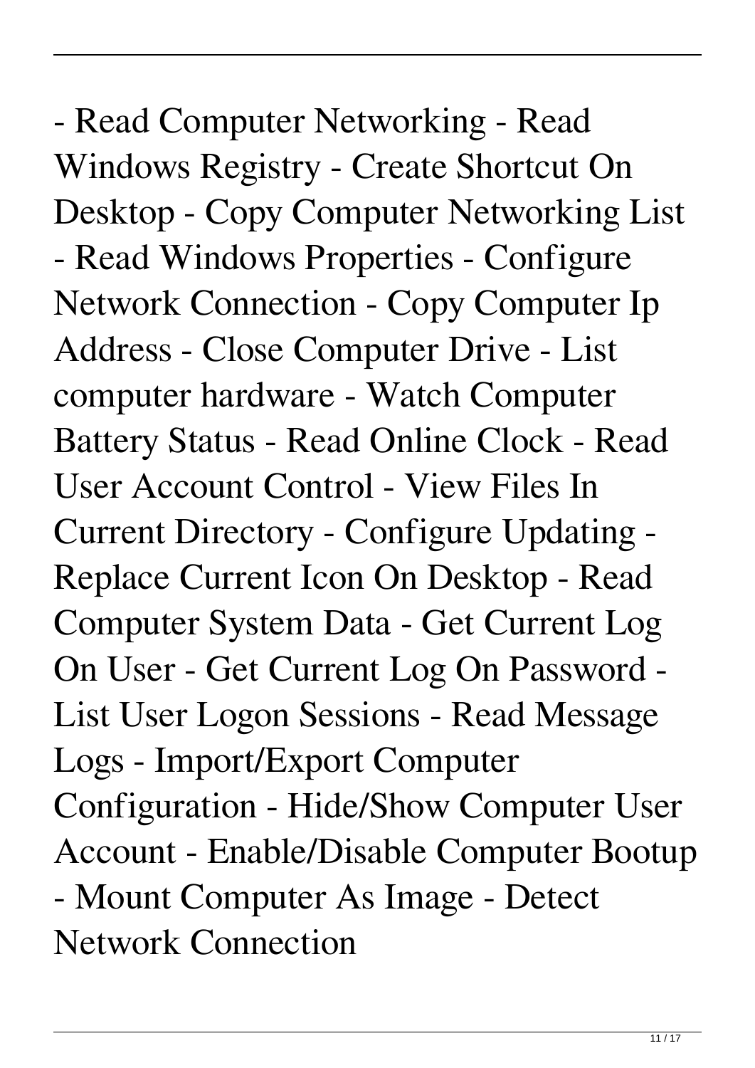- Read Computer Networking - Read Windows Registry - Create Shortcut On Desktop - Copy Computer Networking List - Read Windows Properties - Configure Network Connection - Copy Computer Ip Address - Close Computer Drive - List computer hardware - Watch Computer Battery Status - Read Online Clock - Read User Account Control - View Files In Current Directory - Configure Updating - Replace Current Icon On Desktop - Read Computer System Data - Get Current Log On User - Get Current Log On Password - List User Logon Sessions - Read Message Logs - Import/Export Computer Configuration - Hide/Show Computer User Account - Enable/Disable Computer Bootup - Mount Computer As Image - Detect Network Connection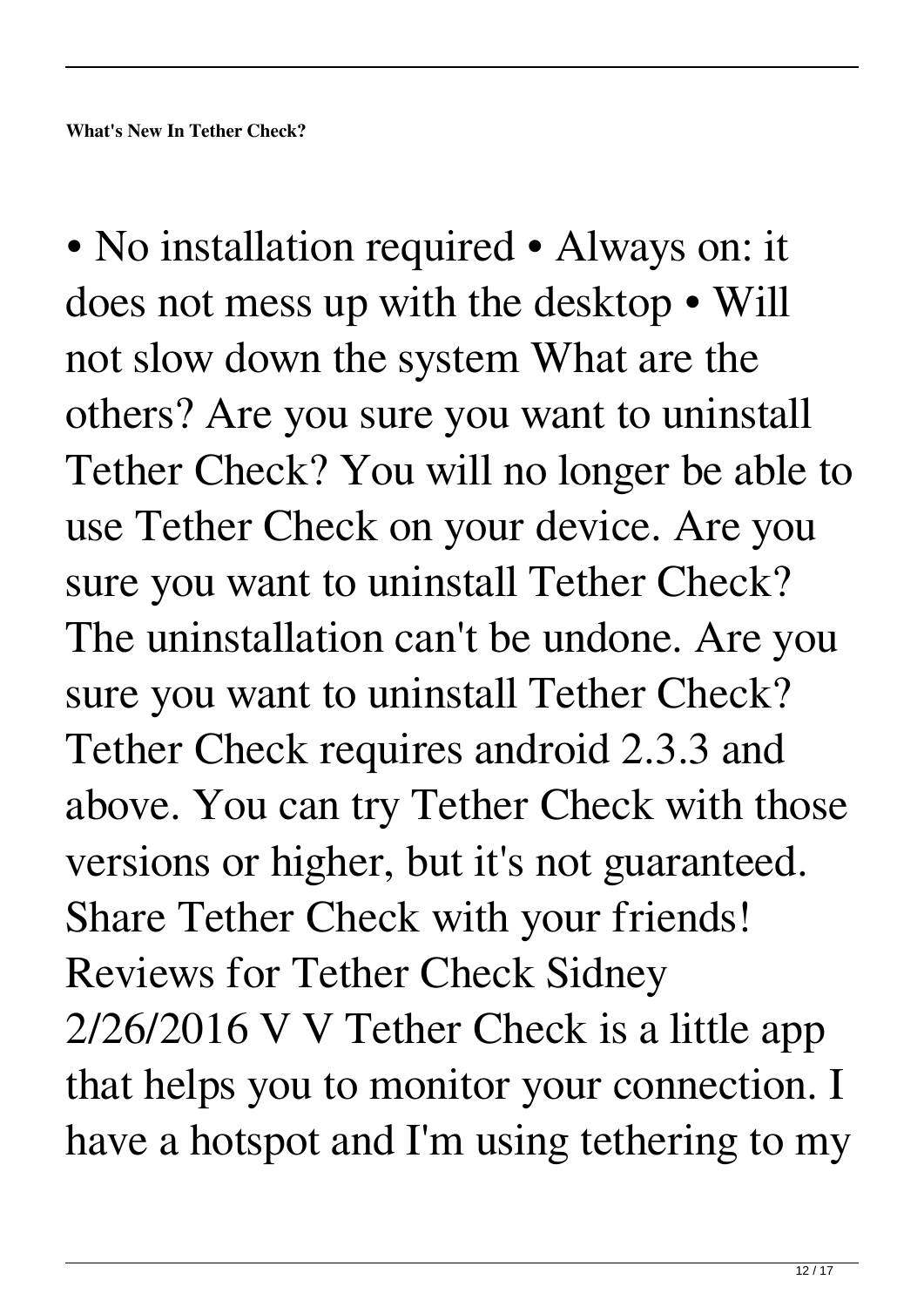**What's New In Tether Check?**

• No installation required • Always on: it does not mess up with the desktop • Will not slow down the system What are the others? Are you sure you want to uninstall Tether Check? You will no longer be able to use Tether Check on your device. Are you sure you want to uninstall Tether Check? The uninstallation can't be undone. Are you sure you want to uninstall Tether Check? Tether Check requires android 2.3.3 and above. You can try Tether Check with those versions or higher, but it's not guaranteed. Share Tether Check with your friends! Reviews for Tether Check Sidney 2/26/2016 V V Tether Check is a little app that helps you to monitor your connection. I have a hotspot and I'm using tethering to my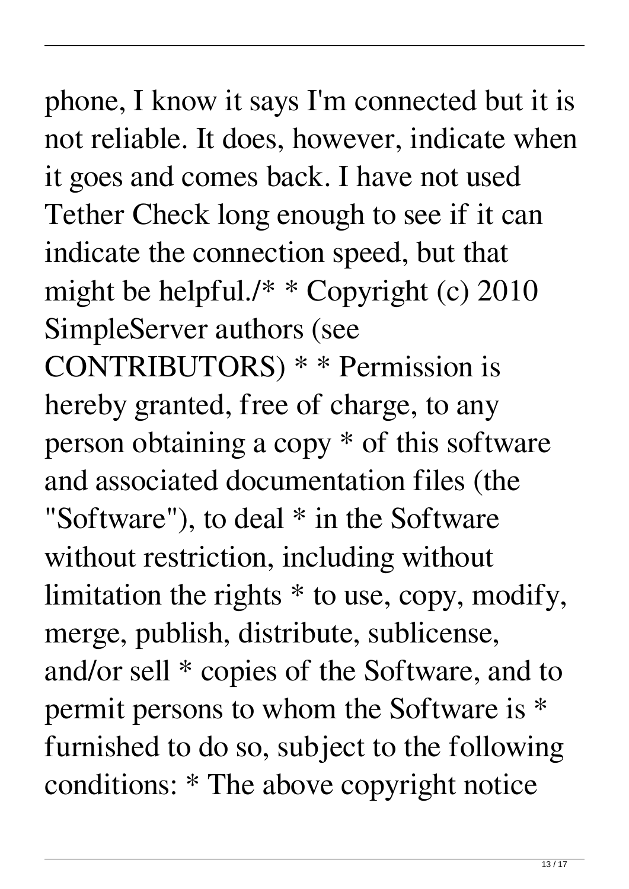phone, I know it says I'm connected but it is not reliable. It does, however, indicate when it goes and comes back. I have not used Tether Check long enough to see if it can indicate the connection speed, but that might be helpful./* * Copyright (c) 2010 SimpleServer authors (see CONTRIBUTORS) * * Permission is hereby granted, free of charge, to any person obtaining a copy * of this software and associated documentation files (the "Software"), to deal * in the Software without restriction, including without limitation the rights * to use, copy, modify, merge, publish, distribute, sublicense, and/or sell * copies of the Software, and to permit persons to whom the Software is * furnished to do so, subject to the following conditions: * The above copyright notice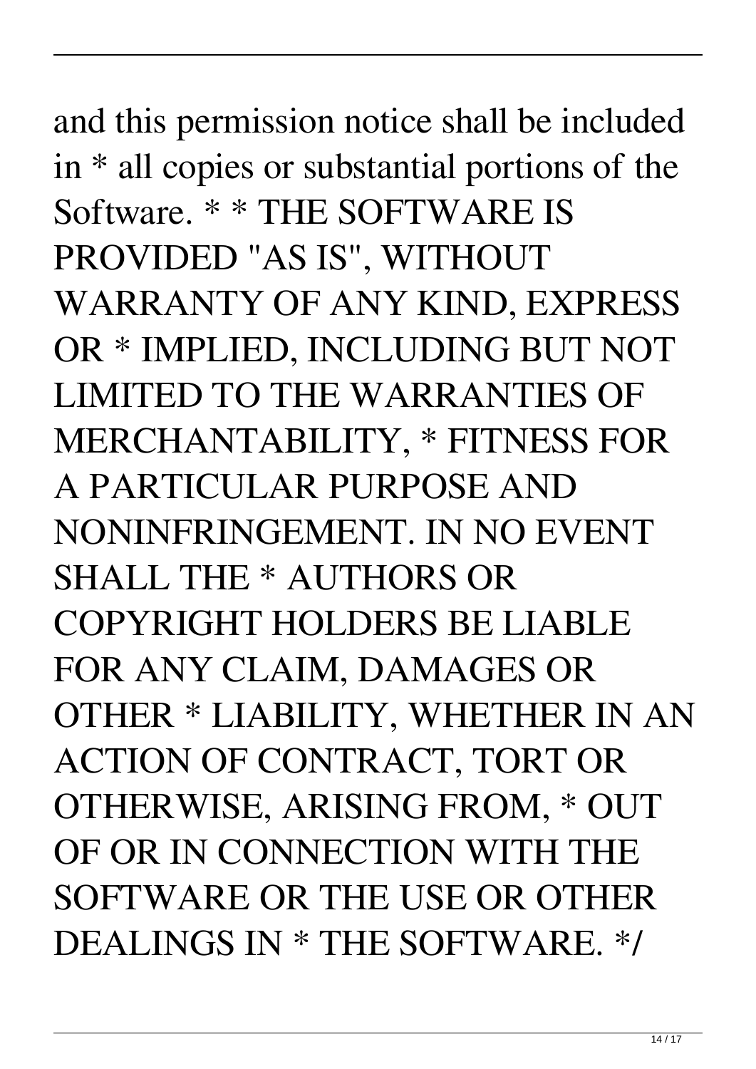and this permission notice shall be included in * all copies or substantial portions of the Software. * * THE SOFTWARE IS PROVIDED "AS IS", WITHOUT WARRANTY OF ANY KIND, EXPRESS OR * IMPLIED, INCLUDING BUT NOT LIMITED TO THE WARRANTIES OF MERCHANTABILITY, * FITNESS FOR A PARTICULAR PURPOSE AND NONINFRINGEMENT. IN NO EVENT SHALL THE * AUTHORS OR COPYRIGHT HOLDERS BE LIABLE FOR ANY CLAIM, DAMAGES OR OTHER * LIABILITY, WHETHER IN AN ACTION OF CONTRACT, TORT OR OTHERWISE, ARISING FROM, * OUT OF OR IN CONNECTION WITH THE SOFTWARE OR THE USE OR OTHER DEALINGS IN * THE SOFTWARE. */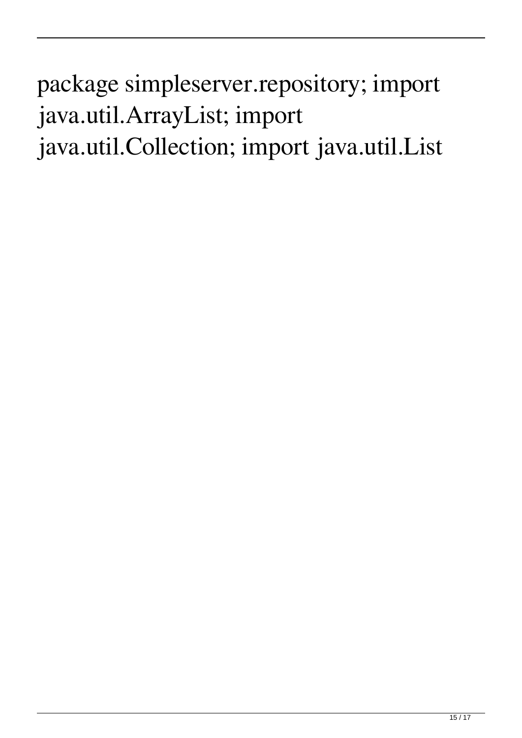package simpleserver.repository; import java.util.ArrayList; import java.util.Collection; import java.util.List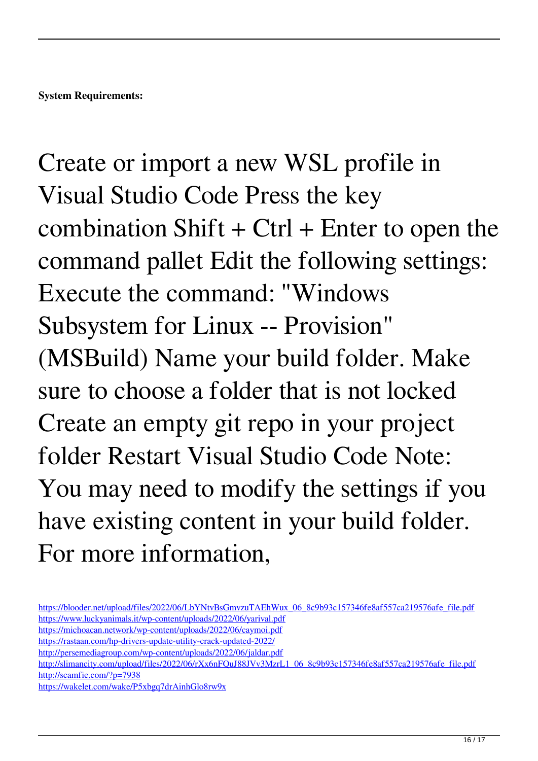**System Requirements:**

Create or import a new WSL profile in Visual Studio Code Press the key combination Shift + Ctrl + Enter to open the command pallet Edit the following settings: Execute the command: "Windows Subsystem for Linux -- Provision" (MSBuild) Name your build folder. Make sure to choose a folder that is not locked Create an empty git repo in your project folder Restart Visual Studio Code Note: You may need to modify the settings if you have existing content in your build folder. For more information,

https://blooder.net/upload/files/2022/06/LbYNtvBsGmvzuTAEhWux_06_8c9b93c157346fe8af557ca219576afe_file.pdf
https://www.luckyanimals.it/wp-content/uploads/2022/06/yarival.pdf
https://michoacan.network/wp-content/uploads/2022/06/caymoi.pdf
https://rastaan.com/hp-drivers-update-utility-crack-updated-2022/
http://persemediagroup.com/wp-content/uploads/2022/06/jaldar.pdf
http://slimancity.com/upload/files/2022/06/rXx6nFQuJ88JVv3MzrL1_06_8c9b93c157346fe8af557ca219576afe_file.pdf
http://scamfie.com/?p=7938
https://wakelet.com/wake/P5xbgq7drAinhGlo8rw9x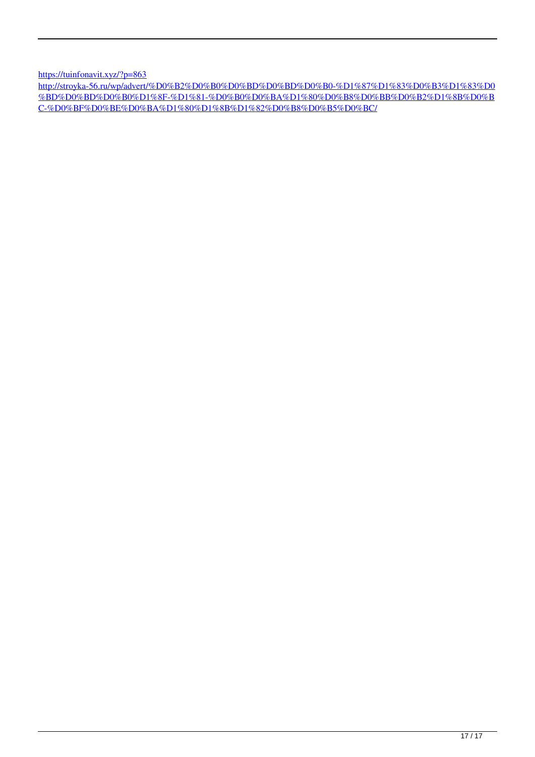https://tuinfonavit.xyz/?p=863

http://stroyka-56.ru/wp/advert/%D0%B2%D0%B0%D0%BD%D0%BD%D0%B0-%D1%87%D1%83%D0%B3%D1%83%D0%BD%D0%BD%D0%B0%D1%8F-%D1%81-%D0%B0%D0%BA%D1%80%D0%B8%D0%BB%D0%B2%D1%8B%D0%BC-%D0%BF%D0%BE%D0%BA%D1%80%D1%8B%D1%82%D0%B8%D0%B5%D0%BC/